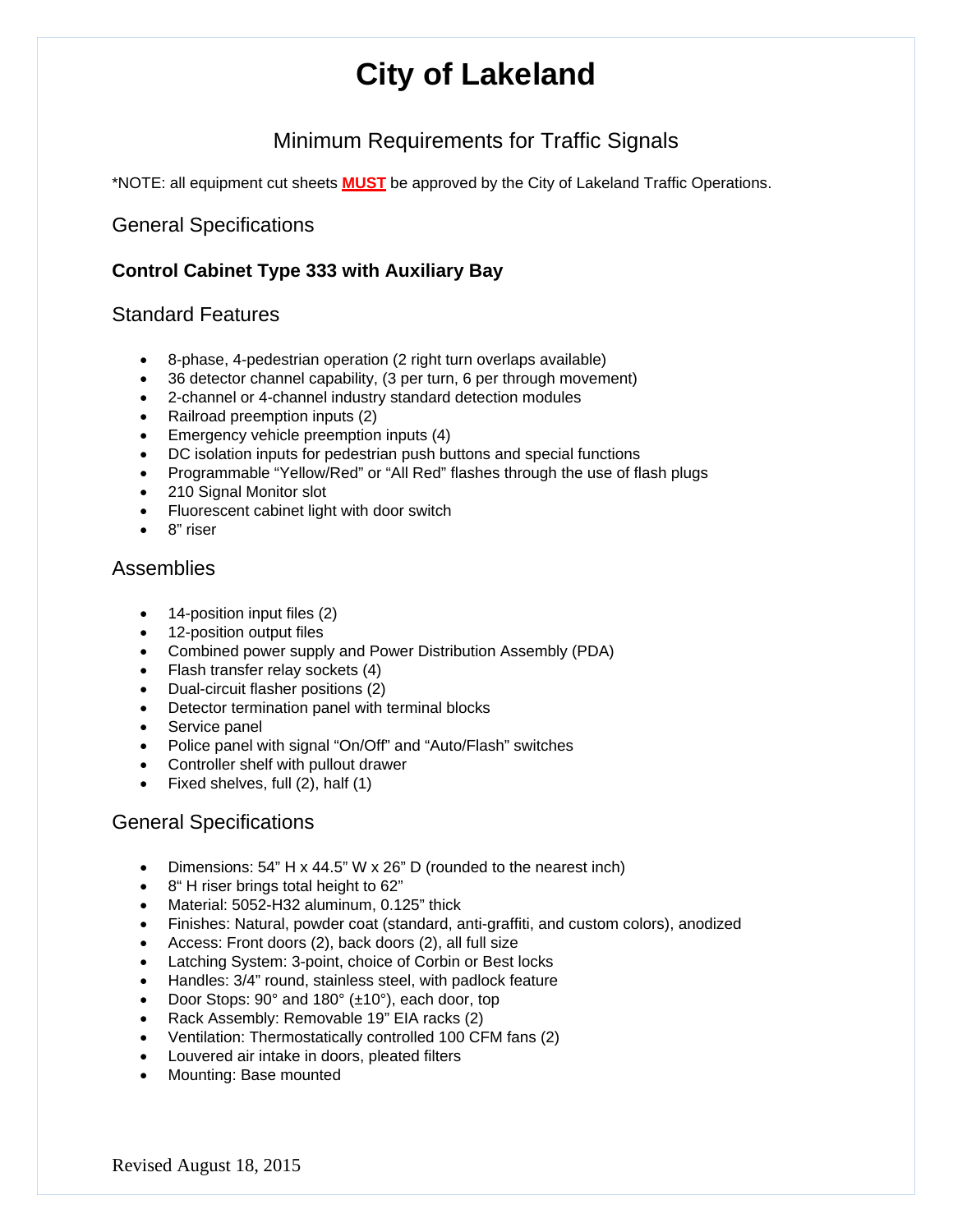# City of Lakeland

## Minimum Requirements for Traffic Signals

*NOTE: all equipment cut sheets **MUST** be approved by the City of Lakeland Traffic Operations.

## General Specifications

### Control Cabinet Type 333 with Auxiliary Bay

## Standard Features

- 8-phase, 4-pedestrian operation (2 right turn overlaps available)
- 36 detector channel capability, (3 per turn, 6 per through movement)
- 2-channel or 4-channel industry standard detection modules
- Railroad preemption inputs (2)
- Emergency vehicle preemption inputs (4)
- DC isolation inputs for pedestrian push buttons and special functions
- Programmable "Yellow/Red" or "All Red" flashes through the use of flash plugs
- 210 Signal Monitor slot
- Fluorescent cabinet light with door switch
- 8" riser

## Assemblies

- 14-position input files (2)
- 12-position output files
- Combined power supply and Power Distribution Assembly (PDA)
- Flash transfer relay sockets (4)
- Dual-circuit flasher positions (2)
- Detector termination panel with terminal blocks
- Service panel
- Police panel with signal "On/Off" and "Auto/Flash" switches
- Controller shelf with pullout drawer
- Fixed shelves, full (2), half (1)

## General Specifications

- Dimensions: 54" H x 44.5" W x 26" D (rounded to the nearest inch)
- 8" H riser brings total height to 62"
- Material: 5052-H32 aluminum, 0.125" thick
- Finishes: Natural, powder coat (standard, anti-graffiti, and custom colors), anodized
- Access: Front doors (2), back doors (2), all full size
- Latching System: 3-point, choice of Corbin or Best locks
- Handles: 3/4" round, stainless steel, with padlock feature
- Door Stops: 90° and 180° (±10°), each door, top
- Rack Assembly: Removable 19" EIA racks (2)
- Ventilation: Thermostatically controlled 100 CFM fans (2)
- Louvered air intake in doors, pleated filters
- Mounting: Base mounted

Revised August 18, 2015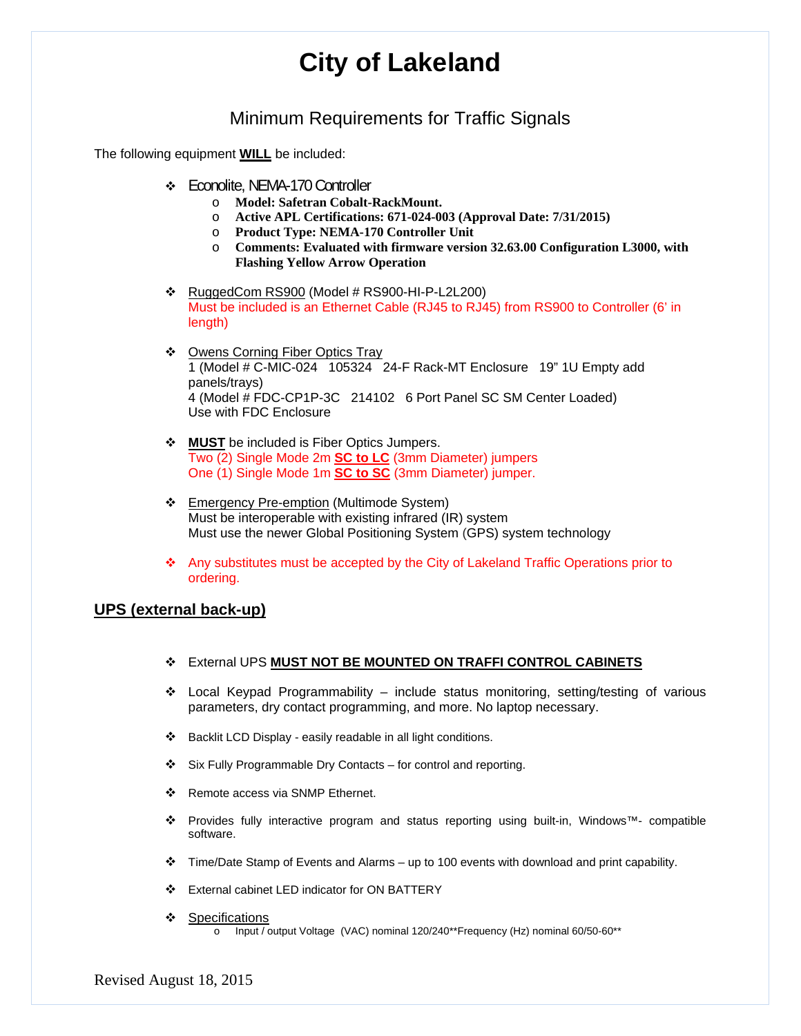# City of Lakeland

## Minimum Requirements for Traffic Signals

The following equipment **WILL** be included:

- Econolite, NEMA-170 Controller
  - **Model: Safetran Cobalt-RackMount.**
  - **Active APL Certifications: 671-024-003 (Approval Date: 7/31/2015)**
  - **Product Type: NEMA-170 Controller Unit**
  - **Comments: Evaluated with firmware version 32.63.00 Configuration L3000, with Flashing Yellow Arrow Operation**

- RuggedCom RS900 (Model # RS900-HI-P-L2L200)
  Must be included is an Ethernet Cable (RJ45 to RJ45) from RS900 to Controller (6' in length)

- Owens Corning Fiber Optics Tray
  1 (Model # C-MIC-024 105324 24-F Rack-MT Enclosure 19" 1U Empty add panels/trays)
  4 (Model # FDC-CP1P-3C 214102 6 Port Panel SC SM Center Loaded)
  Use with FDC Enclosure

- **MUST** be included is Fiber Optics Jumpers.
  Two (2) Single Mode 2m **SC to LC** (3mm Diameter) jumpers
  One (1) Single Mode 1m **SC to SC** (3mm Diameter) jumper.

- Emergency Pre-emption (Multimode System)
  Must be interoperable with existing infrared (IR) system
  Must use the newer Global Positioning System (GPS) system technology

- Any substitutes must be accepted by the City of Lakeland Traffic Operations prior to ordering.

## UPS (external back-up)

- External UPS **MUST NOT BE MOUNTED ON TRAFFI CONTROL CABINETS**

- Local Keypad Programmability – include status monitoring, setting/testing of various parameters, dry contact programming, and more. No laptop necessary.

- Backlit LCD Display - easily readable in all light conditions.

- Six Fully Programmable Dry Contacts – for control and reporting.

- Remote access via SNMP Ethernet.

- Provides fully interactive program and status reporting using built-in, Windows™- compatible software.

- Time/Date Stamp of Events and Alarms – up to 100 events with download and print capability.

- External cabinet LED indicator for ON BATTERY

- Specifications
  - Input / output Voltage (VAC) nominal 120/240**Frequency (Hz) nominal 60/50-60**

Revised August 18, 2015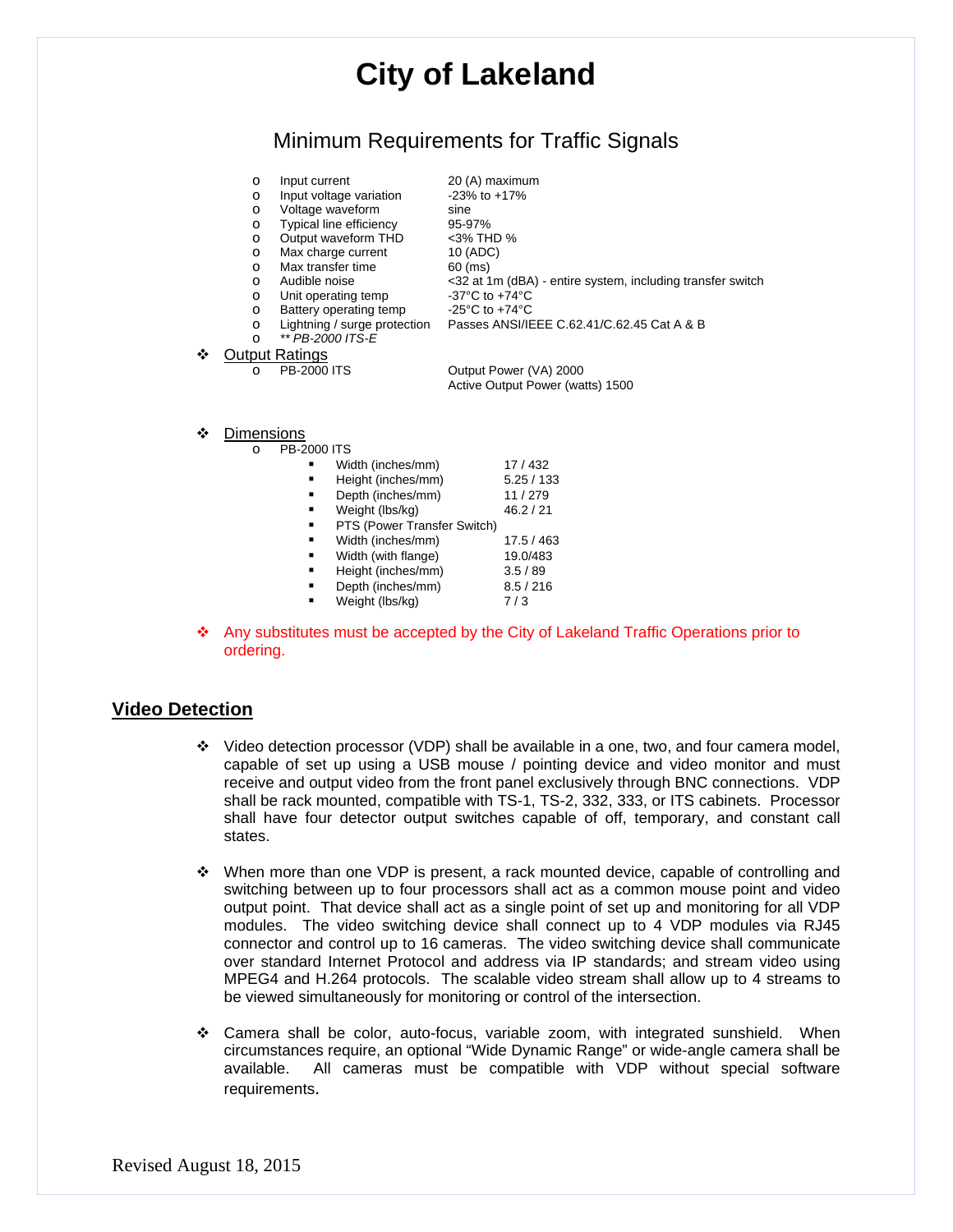# City of Lakeland

## Minimum Requirements for Traffic Signals

- Input current — 20 (A) maximum
- Input voltage variation — -23% to +17%
- Voltage waveform — sine
- Typical line efficiency — 95-97%
- Output waveform THD — <3% THD %
- Max charge current — 10 (ADC)
- Max transfer time — 60 (ms)
- Audible noise — <32 at 1m (dBA) - entire system, including transfer switch
- Unit operating temp — -37°C to +74°C
- Battery operating temp — -25°C to +74°C
- Lightning / surge protection — Passes ANSI/IEEE C.62.41/C.62.45 Cat A & B
- *** PB-2000 ITS-E*

- Output Ratings
  - PB-2000 ITS — Output Power (VA) 2000; Active Output Power (watts) 1500

- Dimensions
  - PB-2000 ITS
    - Width (inches/mm) — 17 / 432
    - Height (inches/mm) — 5.25 / 133
    - Depth (inches/mm) — 11 / 279
    - Weight (lbs/kg) — 46.2 / 21
    - PTS (Power Transfer Switch)
    - Width (inches/mm) — 17.5 / 463
    - Width (with flange) — 19.0/483
    - Height (inches/mm) — 3.5 / 89
    - Depth (inches/mm) — 8.5 / 216
    - Weight (lbs/kg) — 7 / 3

- Any substitutes must be accepted by the City of Lakeland Traffic Operations prior to ordering.

## Video Detection

- Video detection processor (VDP) shall be available in a one, two, and four camera model, capable of set up using a USB mouse / pointing device and video monitor and must receive and output video from the front panel exclusively through BNC connections. VDP shall be rack mounted, compatible with TS-1, TS-2, 332, 333, or ITS cabinets. Processor shall have four detector output switches capable of off, temporary, and constant call states.

- When more than one VDP is present, a rack mounted device, capable of controlling and switching between up to four processors shall act as a common mouse point and video output point. That device shall act as a single point of set up and monitoring for all VDP modules. The video switching device shall connect up to 4 VDP modules via RJ45 connector and control up to 16 cameras. The video switching device shall communicate over standard Internet Protocol and address via IP standards; and stream video using MPEG4 and H.264 protocols. The scalable video stream shall allow up to 4 streams to be viewed simultaneously for monitoring or control of the intersection.

- Camera shall be color, auto-focus, variable zoom, with integrated sunshield. When circumstances require, an optional "Wide Dynamic Range" or wide-angle camera shall be available. All cameras must be compatible with VDP without special software requirements.

Revised August 18, 2015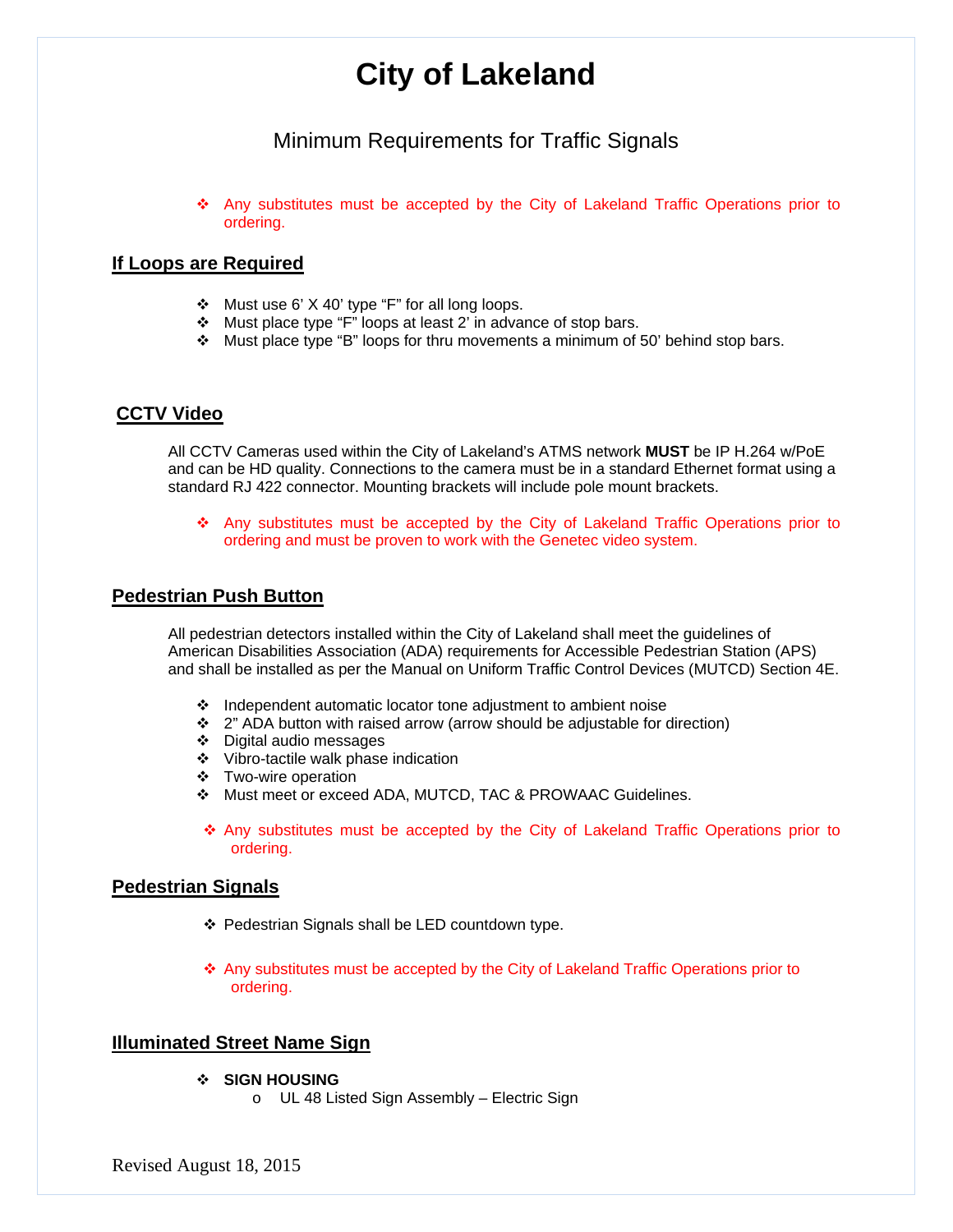# City of Lakeland

Minimum Requirements for Traffic Signals

- Any substitutes must be accepted by the City of Lakeland Traffic Operations prior to ordering.

## If Loops are Required

- Must use 6' X 40' type "F" for all long loops.
- Must place type "F" loops at least 2' in advance of stop bars.
- Must place type "B" loops for thru movements a minimum of 50' behind stop bars.

## CCTV Video

All CCTV Cameras used within the City of Lakeland's ATMS network **MUST** be IP H.264 w/PoE and can be HD quality. Connections to the camera must be in a standard Ethernet format using a standard RJ 422 connector. Mounting brackets will include pole mount brackets.

- Any substitutes must be accepted by the City of Lakeland Traffic Operations prior to ordering and must be proven to work with the Genetec video system.

## Pedestrian Push Button

All pedestrian detectors installed within the City of Lakeland shall meet the guidelines of American Disabilities Association (ADA) requirements for Accessible Pedestrian Station (APS) and shall be installed as per the Manual on Uniform Traffic Control Devices (MUTCD) Section 4E.

- Independent automatic locator tone adjustment to ambient noise
- 2" ADA button with raised arrow (arrow should be adjustable for direction)
- Digital audio messages
- Vibro-tactile walk phase indication
- Two-wire operation
- Must meet or exceed ADA, MUTCD, TAC & PROWAAC Guidelines.

- Any substitutes must be accepted by the City of Lakeland Traffic Operations prior to ordering.

## Pedestrian Signals

- Pedestrian Signals shall be LED countdown type.

- Any substitutes must be accepted by the City of Lakeland Traffic Operations prior to ordering.

## Illuminated Street Name Sign

- **SIGN HOUSING**
  - UL 48 Listed Sign Assembly – Electric Sign

Revised August 18, 2015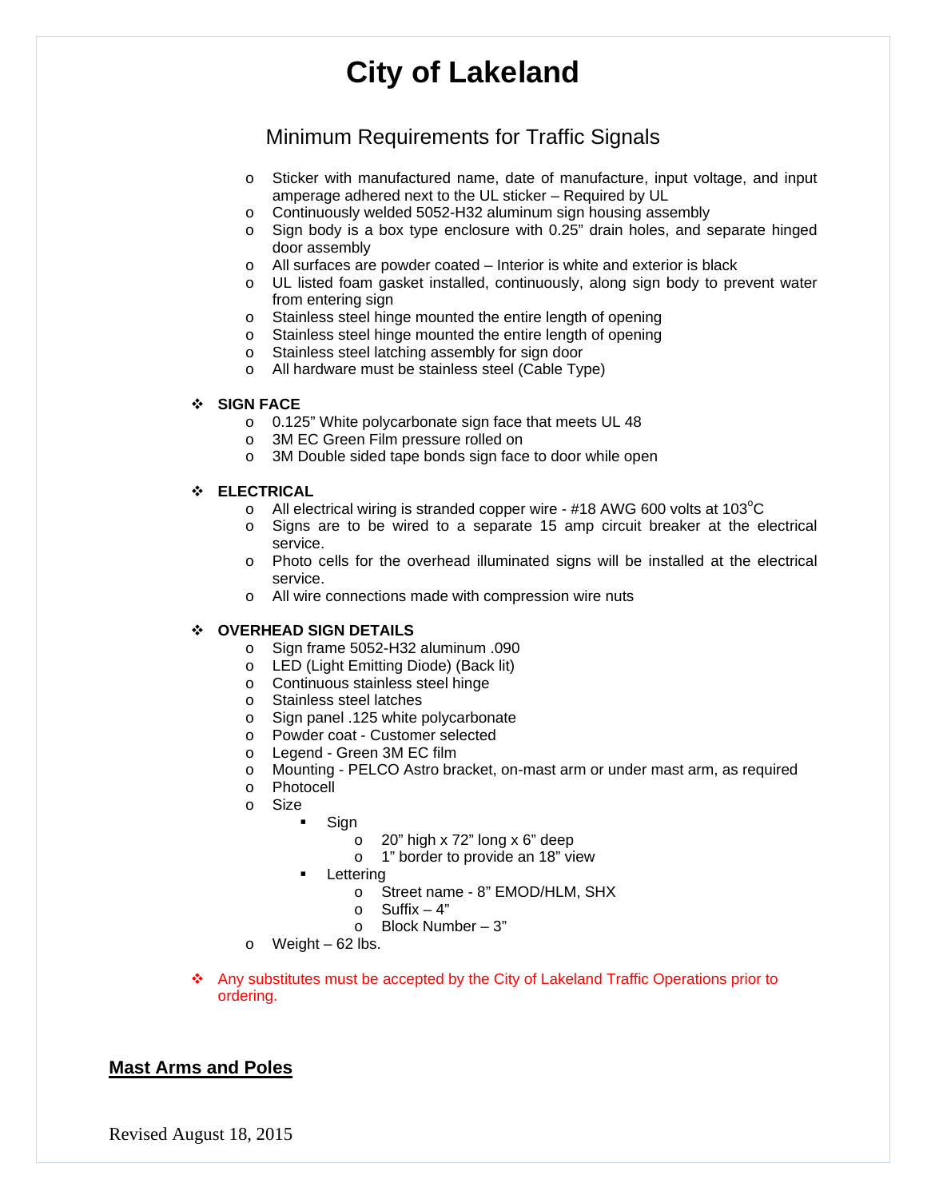# City of Lakeland

## Minimum Requirements for Traffic Signals

- Sticker with manufactured name, date of manufacture, input voltage, and input amperage adhered next to the UL sticker – Required by UL
- Continuously welded 5052-H32 aluminum sign housing assembly
- Sign body is a box type enclosure with 0.25" drain holes, and separate hinged door assembly
- All surfaces are powder coated – Interior is white and exterior is black
- UL listed foam gasket installed, continuously, along sign body to prevent water from entering sign
- Stainless steel hinge mounted the entire length of opening
- Stainless steel hinge mounted the entire length of opening
- Stainless steel latching assembly for sign door
- All hardware must be stainless steel (Cable Type)

- **SIGN FACE**
  - 0.125" White polycarbonate sign face that meets UL 48
  - 3M EC Green Film pressure rolled on
  - 3M Double sided tape bonds sign face to door while open

- **ELECTRICAL**
  - All electrical wiring is stranded copper wire - #18 AWG 600 volts at 103$^{o}$C
  - Signs are to be wired to a separate 15 amp circuit breaker at the electrical service.
  - Photo cells for the overhead illuminated signs will be installed at the electrical service.
  - All wire connections made with compression wire nuts

- **OVERHEAD SIGN DETAILS**
  - Sign frame 5052-H32 aluminum .090
  - LED (Light Emitting Diode) (Back lit)
  - Continuous stainless steel hinge
  - Stainless steel latches
  - Sign panel .125 white polycarbonate
  - Powder coat - Customer selected
  - Legend - Green 3M EC film
  - Mounting - PELCO Astro bracket, on-mast arm or under mast arm, as required
  - Photocell
  - Size
    - Sign
      - 20" high x 72" long x 6" deep
      - 1" border to provide an 18" view
    - Lettering
      - Street name - 8" EMOD/HLM, SHX
      - Suffix – 4"
      - Block Number – 3"
  - Weight – 62 lbs.

- Any substitutes must be accepted by the City of Lakeland Traffic Operations prior to ordering.

**Mast Arms and Poles**

Revised August 18, 2015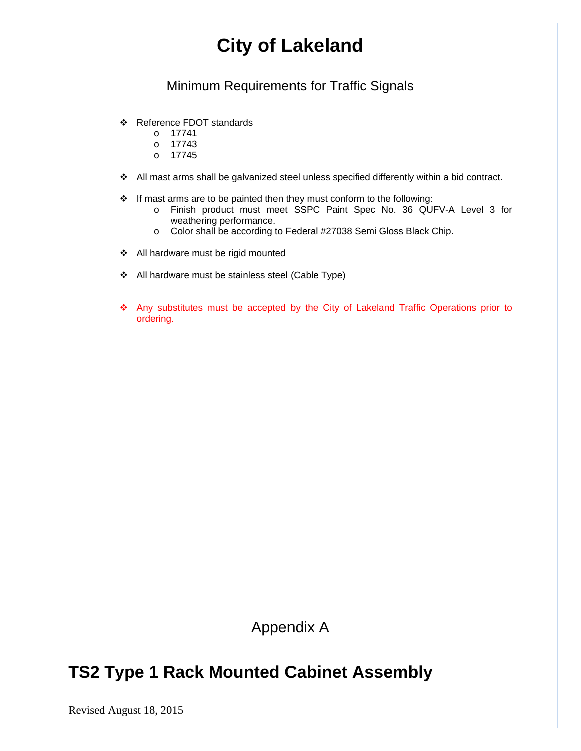# City of Lakeland

## Minimum Requirements for Traffic Signals

- Reference FDOT standards
  - 17741
  - 17743
  - 17745

- All mast arms shall be galvanized steel unless specified differently within a bid contract.

- If mast arms are to be painted then they must conform to the following:
  - Finish product must meet SSPC Paint Spec No. 36 QUFV-A Level 3 for weathering performance.
  - Color shall be according to Federal #27038 Semi Gloss Black Chip.

- All hardware must be rigid mounted

- All hardware must be stainless steel (Cable Type)

- Any substitutes must be accepted by the City of Lakeland Traffic Operations prior to ordering.

Appendix A

## TS2 Type 1 Rack Mounted Cabinet Assembly

Revised August 18, 2015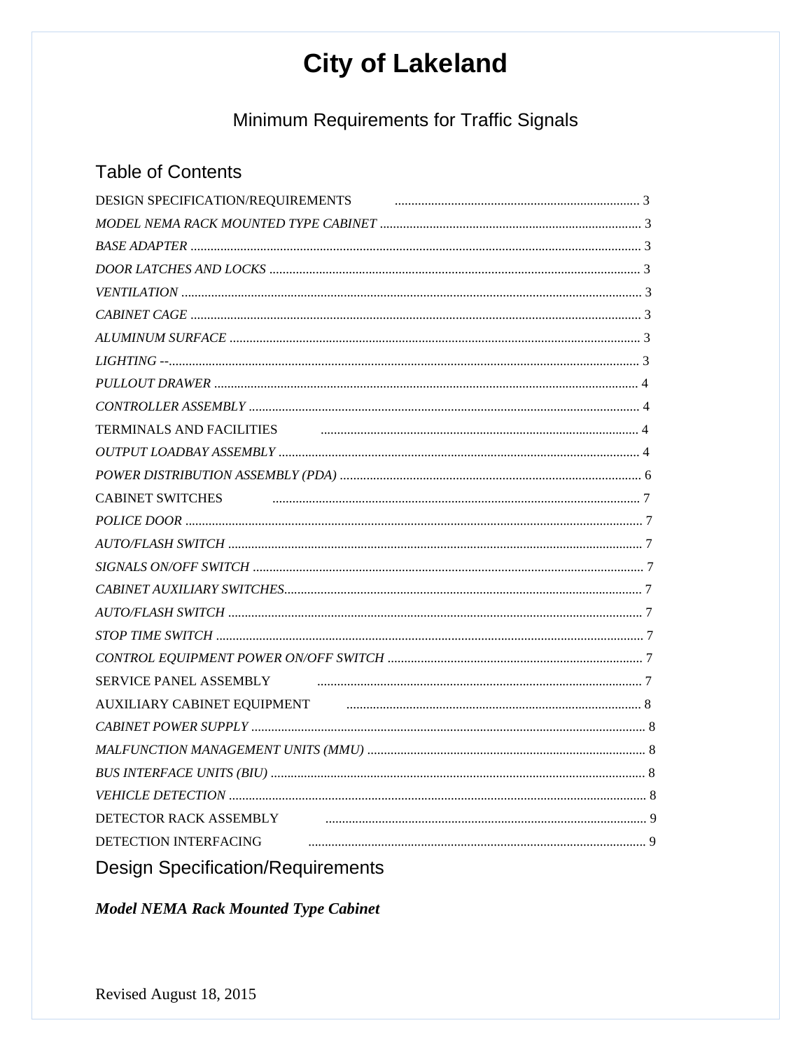# City of Lakeland

## Minimum Requirements for Traffic Signals

## Table of Contents

DESIGN SPECIFICATION/REQUIREMENTS ..... 3

*MODEL NEMA RACK MOUNTED TYPE CABINET* ..... 3

*BASE ADAPTER* ..... 3

*DOOR LATCHES AND LOCKS* ..... 3

*VENTILATION* ..... 3

*CABINET CAGE* ..... 3

*ALUMINUM SURFACE* ..... 3

*LIGHTING --* ..... 3

*PULLOUT DRAWER* ..... 4

*CONTROLLER ASSEMBLY* ..... 4

TERMINALS AND FACILITIES ..... 4

*OUTPUT LOADBAY ASSEMBLY* ..... 4

*POWER DISTRIBUTION ASSEMBLY (PDA)* ..... 6

CABINET SWITCHES ..... 7

*POLICE DOOR* ..... 7

*AUTO/FLASH SWITCH* ..... 7

*SIGNALS ON/OFF SWITCH* ..... 7

*CABINET AUXILIARY SWITCHES* ..... 7

*AUTO/FLASH SWITCH* ..... 7

*STOP TIME SWITCH* ..... 7

*CONTROL EQUIPMENT POWER ON/OFF SWITCH* ..... 7

SERVICE PANEL ASSEMBLY ..... 7

AUXILIARY CABINET EQUIPMENT ..... 8

*CABINET POWER SUPPLY* ..... 8

*MALFUNCTION MANAGEMENT UNITS (MMU)* ..... 8

*BUS INTERFACE UNITS (BIU)* ..... 8

*VEHICLE DETECTION* ..... 8

DETECTOR RACK ASSEMBLY ..... 9

DETECTION INTERFACING ..... 9

## Design Specification/Requirements

### *Model NEMA Rack Mounted Type Cabinet*

Revised August 18, 2015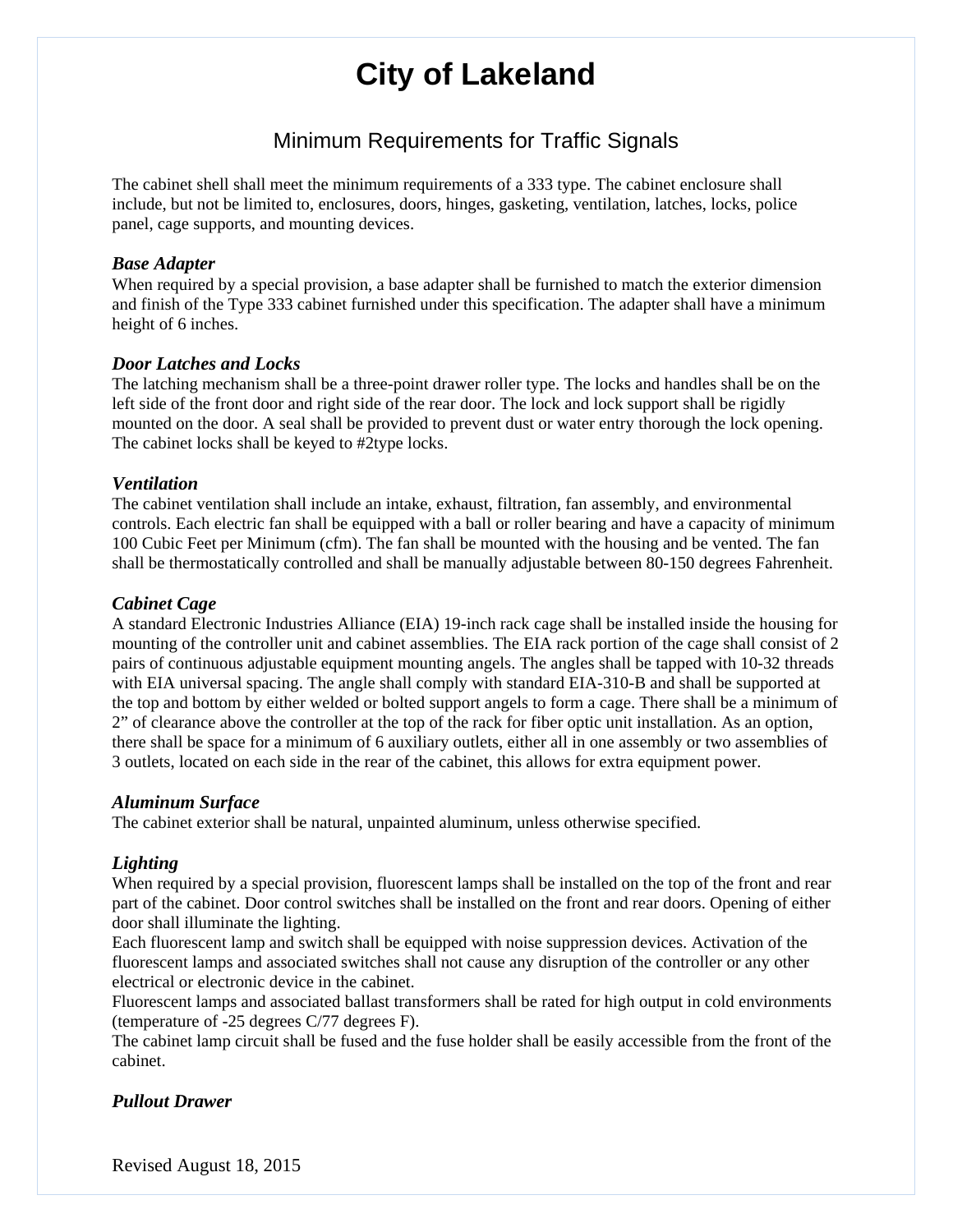# City of Lakeland

## Minimum Requirements for Traffic Signals

The cabinet shell shall meet the minimum requirements of a 333 type. The cabinet enclosure shall include, but not be limited to, enclosures, doors, hinges, gasketing, ventilation, latches, locks, police panel, cage supports, and mounting devices.

### *Base Adapter*

When required by a special provision, a base adapter shall be furnished to match the exterior dimension and finish of the Type 333 cabinet furnished under this specification. The adapter shall have a minimum height of 6 inches.

### *Door Latches and Locks*

The latching mechanism shall be a three-point drawer roller type. The locks and handles shall be on the left side of the front door and right side of the rear door. The lock and lock support shall be rigidly mounted on the door. A seal shall be provided to prevent dust or water entry thorough the lock opening. The cabinet locks shall be keyed to #2type locks.

### *Ventilation*

The cabinet ventilation shall include an intake, exhaust, filtration, fan assembly, and environmental controls. Each electric fan shall be equipped with a ball or roller bearing and have a capacity of minimum 100 Cubic Feet per Minimum (cfm). The fan shall be mounted with the housing and be vented. The fan shall be thermostatically controlled and shall be manually adjustable between 80-150 degrees Fahrenheit.

### *Cabinet Cage*

A standard Electronic Industries Alliance (EIA) 19-inch rack cage shall be installed inside the housing for mounting of the controller unit and cabinet assemblies. The EIA rack portion of the cage shall consist of 2 pairs of continuous adjustable equipment mounting angels. The angles shall be tapped with 10-32 threads with EIA universal spacing. The angle shall comply with standard EIA-310-B and shall be supported at the top and bottom by either welded or bolted support angels to form a cage. There shall be a minimum of 2" of clearance above the controller at the top of the rack for fiber optic unit installation. As an option, there shall be space for a minimum of 6 auxiliary outlets, either all in one assembly or two assemblies of 3 outlets, located on each side in the rear of the cabinet, this allows for extra equipment power.

### *Aluminum Surface*

The cabinet exterior shall be natural, unpainted aluminum, unless otherwise specified.

### *Lighting*

When required by a special provision, fluorescent lamps shall be installed on the top of the front and rear part of the cabinet. Door control switches shall be installed on the front and rear doors. Opening of either door shall illuminate the lighting.

Each fluorescent lamp and switch shall be equipped with noise suppression devices. Activation of the fluorescent lamps and associated switches shall not cause any disruption of the controller or any other electrical or electronic device in the cabinet.

Fluorescent lamps and associated ballast transformers shall be rated for high output in cold environments (temperature of -25 degrees C/77 degrees F).

The cabinet lamp circuit shall be fused and the fuse holder shall be easily accessible from the front of the cabinet.

### *Pullout Drawer*

Revised August 18, 2015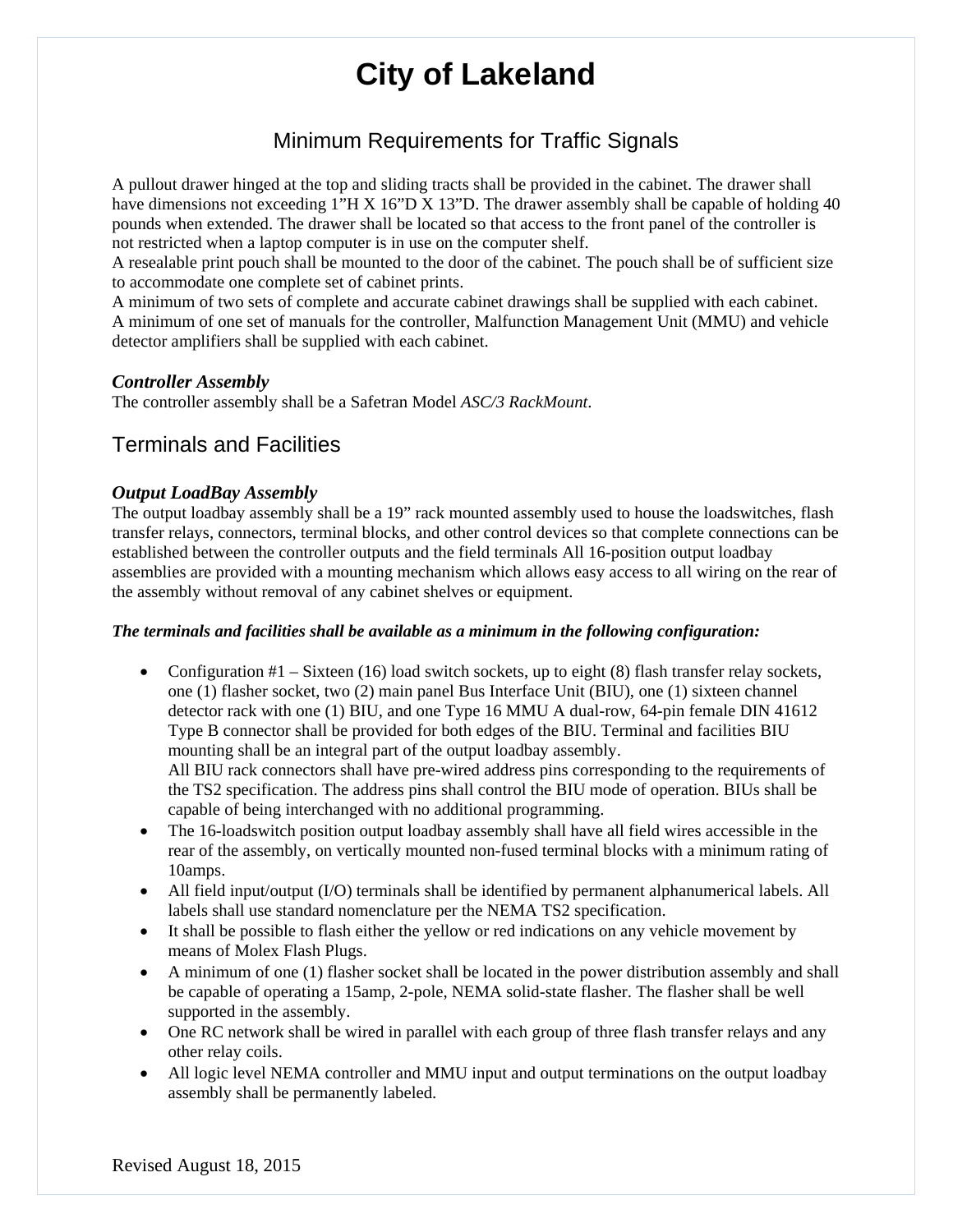# City of Lakeland

## Minimum Requirements for Traffic Signals

A pullout drawer hinged at the top and sliding tracts shall be provided in the cabinet. The drawer shall have dimensions not exceeding 1"H X 16"D X 13"D. The drawer assembly shall be capable of holding 40 pounds when extended. The drawer shall be located so that access to the front panel of the controller is not restricted when a laptop computer is in use on the computer shelf.
A resealable print pouch shall be mounted to the door of the cabinet. The pouch shall be of sufficient size to accommodate one complete set of cabinet prints.
A minimum of two sets of complete and accurate cabinet drawings shall be supplied with each cabinet.
A minimum of one set of manuals for the controller, Malfunction Management Unit (MMU) and vehicle detector amplifiers shall be supplied with each cabinet.

***Controller Assembly***
The controller assembly shall be a Safetran Model *ASC/3 RackMount*.

## Terminals and Facilities

***Output LoadBay Assembly***
The output loadbay assembly shall be a 19" rack mounted assembly used to house the loadswitches, flash transfer relays, connectors, terminal blocks, and other control devices so that complete connections can be established between the controller outputs and the field terminals All 16-position output loadbay assemblies are provided with a mounting mechanism which allows easy access to all wiring on the rear of the assembly without removal of any cabinet shelves or equipment.

***The terminals and facilities shall be available as a minimum in the following configuration:***

- Configuration #1 – Sixteen (16) load switch sockets, up to eight (8) flash transfer relay sockets, one (1) flasher socket, two (2) main panel Bus Interface Unit (BIU), one (1) sixteen channel detector rack with one (1) BIU, and one Type 16 MMU A dual-row, 64-pin female DIN 41612 Type B connector shall be provided for both edges of the BIU. Terminal and facilities BIU mounting shall be an integral part of the output loadbay assembly.
  All BIU rack connectors shall have pre-wired address pins corresponding to the requirements of the TS2 specification. The address pins shall control the BIU mode of operation. BIUs shall be capable of being interchanged with no additional programming.
- The 16-loadswitch position output loadbay assembly shall have all field wires accessible in the rear of the assembly, on vertically mounted non-fused terminal blocks with a minimum rating of 10amps.
- All field input/output (I/O) terminals shall be identified by permanent alphanumerical labels. All labels shall use standard nomenclature per the NEMA TS2 specification.
- It shall be possible to flash either the yellow or red indications on any vehicle movement by means of Molex Flash Plugs.
- A minimum of one (1) flasher socket shall be located in the power distribution assembly and shall be capable of operating a 15amp, 2-pole, NEMA solid-state flasher. The flasher shall be well supported in the assembly.
- One RC network shall be wired in parallel with each group of three flash transfer relays and any other relay coils.
- All logic level NEMA controller and MMU input and output terminations on the output loadbay assembly shall be permanently labeled.

Revised August 18, 2015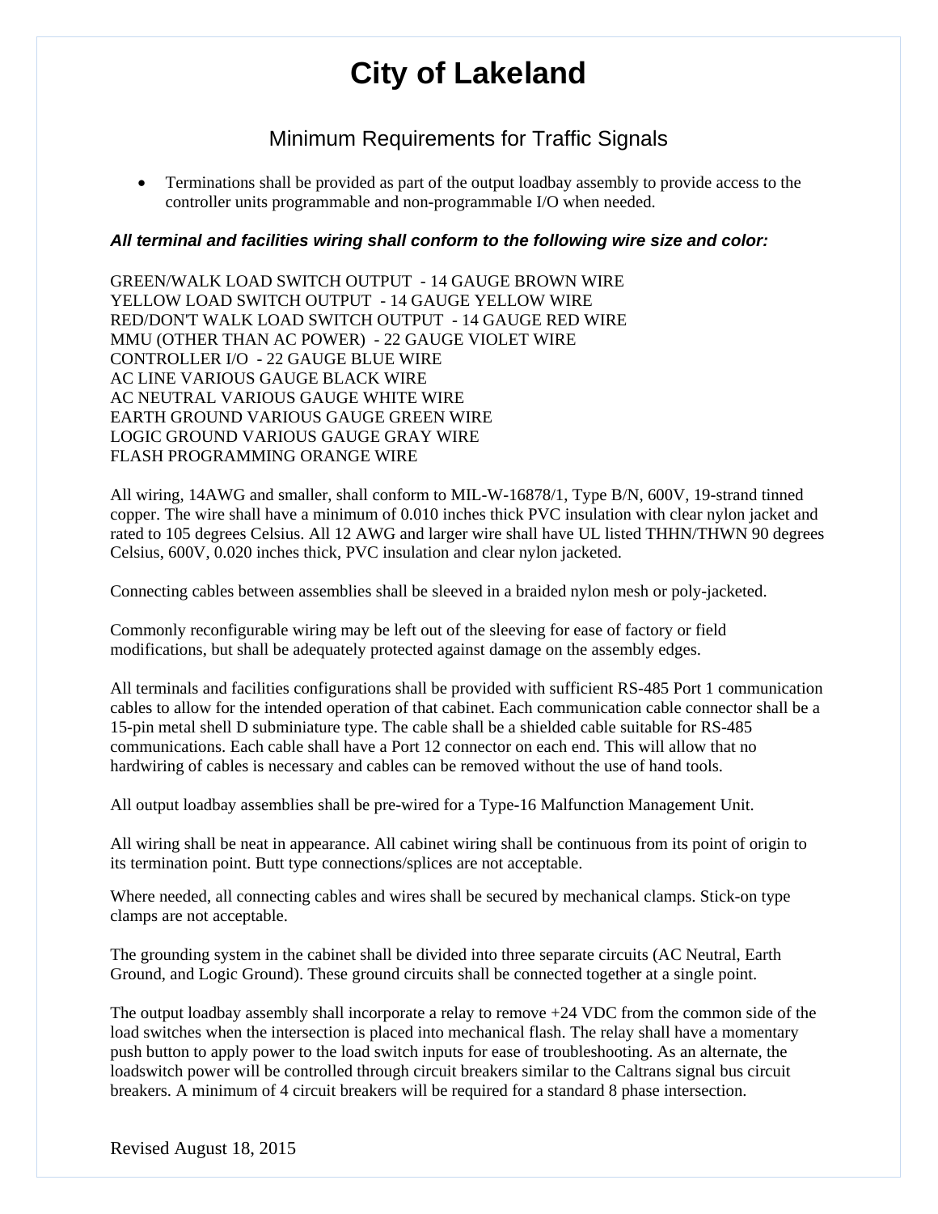# City of Lakeland

## Minimum Requirements for Traffic Signals

- Terminations shall be provided as part of the output loadbay assembly to provide access to the controller units programmable and non-programmable I/O when needed.

***All terminal and facilities wiring shall conform to the following wire size and color:***

GREEN/WALK LOAD SWITCH OUTPUT - 14 GAUGE BROWN WIRE
YELLOW LOAD SWITCH OUTPUT - 14 GAUGE YELLOW WIRE
RED/DON'T WALK LOAD SWITCH OUTPUT - 14 GAUGE RED WIRE
MMU (OTHER THAN AC POWER) - 22 GAUGE VIOLET WIRE
CONTROLLER I/O - 22 GAUGE BLUE WIRE
AC LINE VARIOUS GAUGE BLACK WIRE
AC NEUTRAL VARIOUS GAUGE WHITE WIRE
EARTH GROUND VARIOUS GAUGE GREEN WIRE
LOGIC GROUND VARIOUS GAUGE GRAY WIRE
FLASH PROGRAMMING ORANGE WIRE

All wiring, 14AWG and smaller, shall conform to MIL-W-16878/1, Type B/N, 600V, 19-strand tinned copper. The wire shall have a minimum of 0.010 inches thick PVC insulation with clear nylon jacket and rated to 105 degrees Celsius. All 12 AWG and larger wire shall have UL listed THHN/THWN 90 degrees Celsius, 600V, 0.020 inches thick, PVC insulation and clear nylon jacketed.

Connecting cables between assemblies shall be sleeved in a braided nylon mesh or poly-jacketed.

Commonly reconfigurable wiring may be left out of the sleeving for ease of factory or field modifications, but shall be adequately protected against damage on the assembly edges.

All terminals and facilities configurations shall be provided with sufficient RS-485 Port 1 communication cables to allow for the intended operation of that cabinet. Each communication cable connector shall be a 15-pin metal shell D subminiature type. The cable shall be a shielded cable suitable for RS-485 communications. Each cable shall have a Port 12 connector on each end. This will allow that no hardwiring of cables is necessary and cables can be removed without the use of hand tools.

All output loadbay assemblies shall be pre-wired for a Type-16 Malfunction Management Unit.

All wiring shall be neat in appearance. All cabinet wiring shall be continuous from its point of origin to its termination point. Butt type connections/splices are not acceptable.

Where needed, all connecting cables and wires shall be secured by mechanical clamps. Stick-on type clamps are not acceptable.

The grounding system in the cabinet shall be divided into three separate circuits (AC Neutral, Earth Ground, and Logic Ground). These ground circuits shall be connected together at a single point.

The output loadbay assembly shall incorporate a relay to remove +24 VDC from the common side of the load switches when the intersection is placed into mechanical flash. The relay shall have a momentary push button to apply power to the load switch inputs for ease of troubleshooting. As an alternate, the loadswitch power will be controlled through circuit breakers similar to the Caltrans signal bus circuit breakers. A minimum of 4 circuit breakers will be required for a standard 8 phase intersection.

Revised August 18, 2015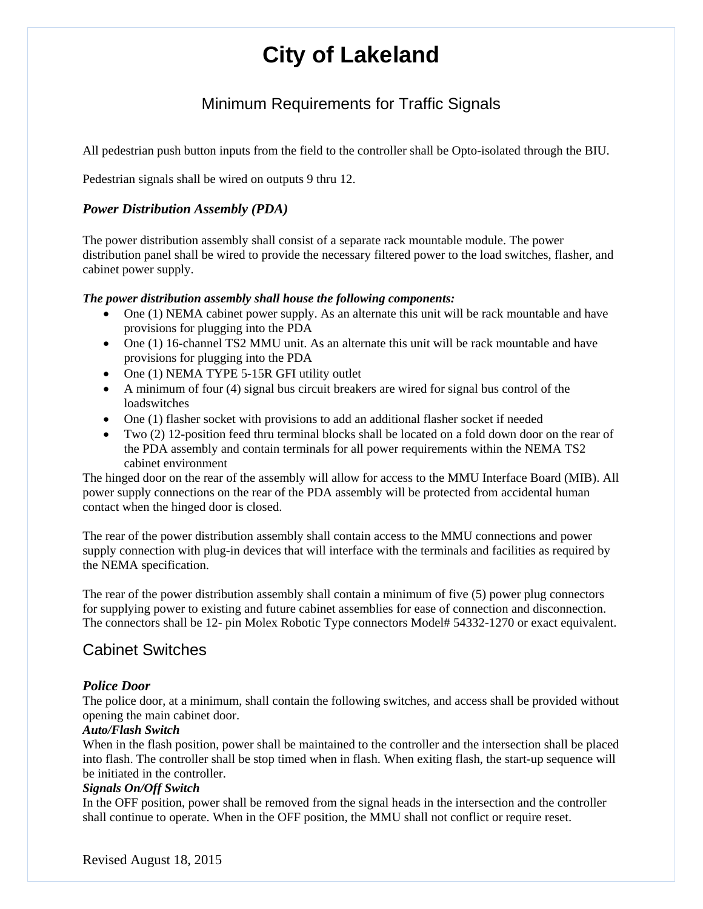All pedestrian push button inputs from the field to the controller shall be Opto-isolated through the BIU.

Pedestrian signals shall be wired on outputs 9 thru 12.

### *Power Distribution Assembly (PDA)*

The power distribution assembly shall consist of a separate rack mountable module. The power distribution panel shall be wired to provide the necessary filtered power to the load switches, flasher, and cabinet power supply.

***The power distribution assembly shall house the following components:***

- One (1) NEMA cabinet power supply. As an alternate this unit will be rack mountable and have provisions for plugging into the PDA
- One (1) 16-channel TS2 MMU unit. As an alternate this unit will be rack mountable and have provisions for plugging into the PDA
- One (1) NEMA TYPE 5-15R GFI utility outlet
- A minimum of four (4) signal bus circuit breakers are wired for signal bus control of the loadswitches
- One (1) flasher socket with provisions to add an additional flasher socket if needed
- Two (2) 12-position feed thru terminal blocks shall be located on a fold down door on the rear of the PDA assembly and contain terminals for all power requirements within the NEMA TS2 cabinet environment

The hinged door on the rear of the assembly will allow for access to the MMU Interface Board (MIB). All power supply connections on the rear of the PDA assembly will be protected from accidental human contact when the hinged door is closed.

The rear of the power distribution assembly shall contain access to the MMU connections and power supply connection with plug-in devices that will interface with the terminals and facilities as required by the NEMA specification.

The rear of the power distribution assembly shall contain a minimum of five (5) power plug connectors for supplying power to existing and future cabinet assemblies for ease of connection and disconnection. The connectors shall be 12- pin Molex Robotic Type connectors Model# 54332-1270 or exact equivalent.

## Cabinet Switches

### *Police Door*

The police door, at a minimum, shall contain the following switches, and access shall be provided without opening the main cabinet door.

***Auto/Flash Switch***

When in the flash position, power shall be maintained to the controller and the intersection shall be placed into flash. The controller shall be stop timed when in flash. When exiting flash, the start-up sequence will be initiated in the controller.

***Signals On/Off Switch***

In the OFF position, power shall be removed from the signal heads in the intersection and the controller shall continue to operate. When in the OFF position, the MMU shall not conflict or require reset.

Revised August 18, 2015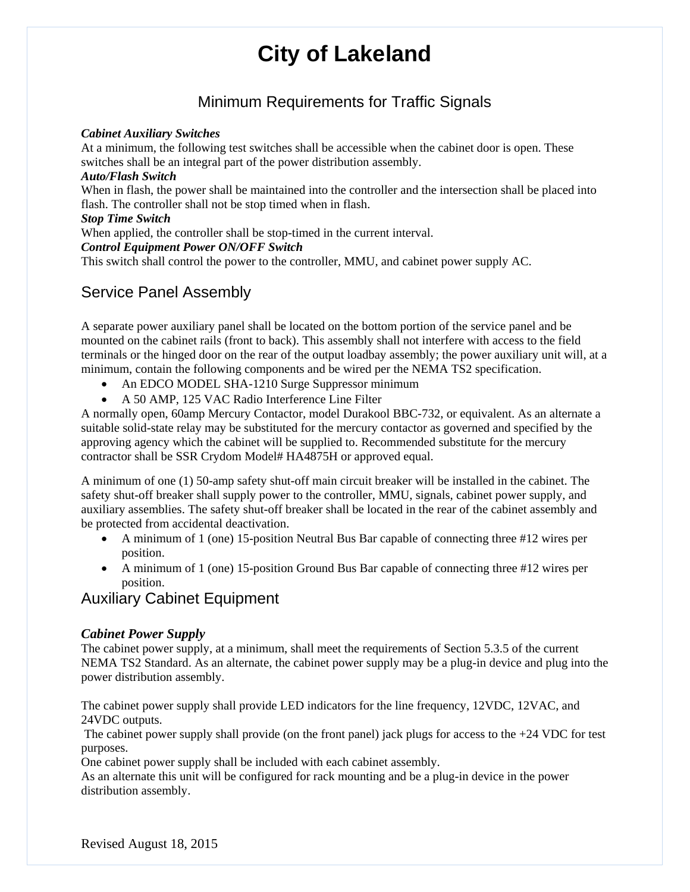# City of Lakeland

## Minimum Requirements for Traffic Signals

***Cabinet Auxiliary Switches***
At a minimum, the following test switches shall be accessible when the cabinet door is open. These switches shall be an integral part of the power distribution assembly.
***Auto/Flash Switch***
When in flash, the power shall be maintained into the controller and the intersection shall be placed into flash. The controller shall not be stop timed when in flash.
***Stop Time Switch***
When applied, the controller shall be stop-timed in the current interval.
***Control Equipment Power ON/OFF Switch***
This switch shall control the power to the controller, MMU, and cabinet power supply AC.

## Service Panel Assembly

A separate power auxiliary panel shall be located on the bottom portion of the service panel and be mounted on the cabinet rails (front to back). This assembly shall not interfere with access to the field terminals or the hinged door on the rear of the output loadbay assembly; the power auxiliary unit will, at a minimum, contain the following components and be wired per the NEMA TS2 specification.

- An EDCO MODEL SHA-1210 Surge Suppressor minimum
- A 50 AMP, 125 VAC Radio Interference Line Filter

A normally open, 60amp Mercury Contactor, model Durakool BBC-732, or equivalent. As an alternate a suitable solid-state relay may be substituted for the mercury contactor as governed and specified by the approving agency which the cabinet will be supplied to. Recommended substitute for the mercury contractor shall be SSR Crydom Model# HA4875H or approved equal.

A minimum of one (1) 50-amp safety shut-off main circuit breaker will be installed in the cabinet. The safety shut-off breaker shall supply power to the controller, MMU, signals, cabinet power supply, and auxiliary assemblies. The safety shut-off breaker shall be located in the rear of the cabinet assembly and be protected from accidental deactivation.

- A minimum of 1 (one) 15-position Neutral Bus Bar capable of connecting three #12 wires per position.
- A minimum of 1 (one) 15-position Ground Bus Bar capable of connecting three #12 wires per position.

## Auxiliary Cabinet Equipment

***Cabinet Power Supply***
The cabinet power supply, at a minimum, shall meet the requirements of Section 5.3.5 of the current NEMA TS2 Standard. As an alternate, the cabinet power supply may be a plug-in device and plug into the power distribution assembly.

The cabinet power supply shall provide LED indicators for the line frequency, 12VDC, 12VAC, and 24VDC outputs.
The cabinet power supply shall provide (on the front panel) jack plugs for access to the +24 VDC for test purposes.
One cabinet power supply shall be included with each cabinet assembly.
As an alternate this unit will be configured for rack mounting and be a plug-in device in the power distribution assembly.

Revised August 18, 2015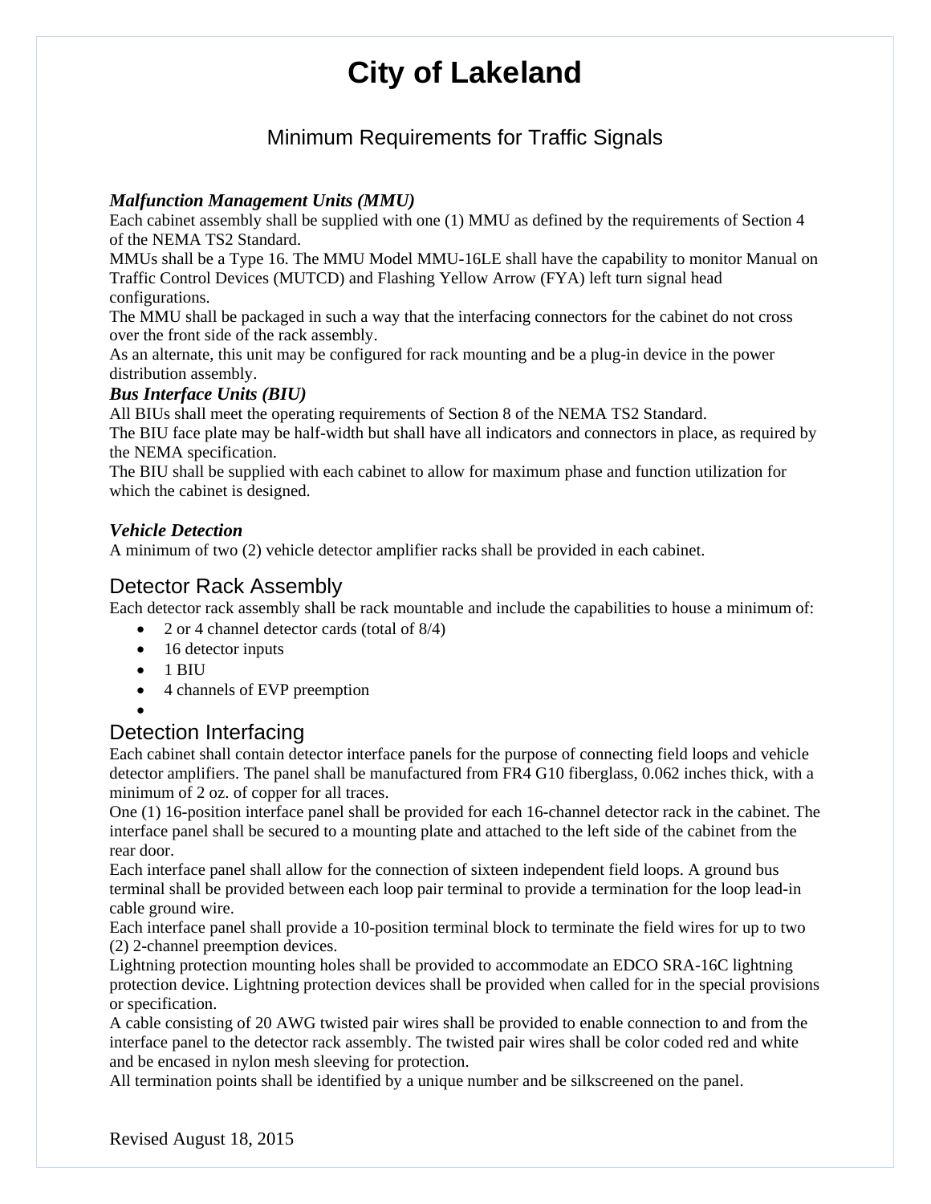# City of Lakeland

## Minimum Requirements for Traffic Signals

***Malfunction Management Units (MMU)***

Each cabinet assembly shall be supplied with one (1) MMU as defined by the requirements of Section 4 of the NEMA TS2 Standard.

MMUs shall be a Type 16. The MMU Model MMU-16LE shall have the capability to monitor Manual on Traffic Control Devices (MUTCD) and Flashing Yellow Arrow (FYA) left turn signal head configurations.

The MMU shall be packaged in such a way that the interfacing connectors for the cabinet do not cross over the front side of the rack assembly.

As an alternate, this unit may be configured for rack mounting and be a plug-in device in the power distribution assembly.

***Bus Interface Units (BIU)***

All BIUs shall meet the operating requirements of Section 8 of the NEMA TS2 Standard.

The BIU face plate may be half-width but shall have all indicators and connectors in place, as required by the NEMA specification.

The BIU shall be supplied with each cabinet to allow for maximum phase and function utilization for which the cabinet is designed.

***Vehicle Detection***

A minimum of two (2) vehicle detector amplifier racks shall be provided in each cabinet.

### Detector Rack Assembly

Each detector rack assembly shall be rack mountable and include the capabilities to house a minimum of:

- 2 or 4 channel detector cards (total of 8/4)
- 16 detector inputs
- 1 BIU
- 4 channels of EVP preemption
- 

### Detection Interfacing

Each cabinet shall contain detector interface panels for the purpose of connecting field loops and vehicle detector amplifiers. The panel shall be manufactured from FR4 G10 fiberglass, 0.062 inches thick, with a minimum of 2 oz. of copper for all traces.

One (1) 16-position interface panel shall be provided for each 16-channel detector rack in the cabinet. The interface panel shall be secured to a mounting plate and attached to the left side of the cabinet from the rear door.

Each interface panel shall allow for the connection of sixteen independent field loops. A ground bus terminal shall be provided between each loop pair terminal to provide a termination for the loop lead-in cable ground wire.

Each interface panel shall provide a 10-position terminal block to terminate the field wires for up to two (2) 2-channel preemption devices.

Lightning protection mounting holes shall be provided to accommodate an EDCO SRA-16C lightning protection device. Lightning protection devices shall be provided when called for in the special provisions or specification.

A cable consisting of 20 AWG twisted pair wires shall be provided to enable connection to and from the interface panel to the detector rack assembly. The twisted pair wires shall be color coded red and white and be encased in nylon mesh sleeving for protection.

All termination points shall be identified by a unique number and be silkscreened on the panel.

Revised August 18, 2015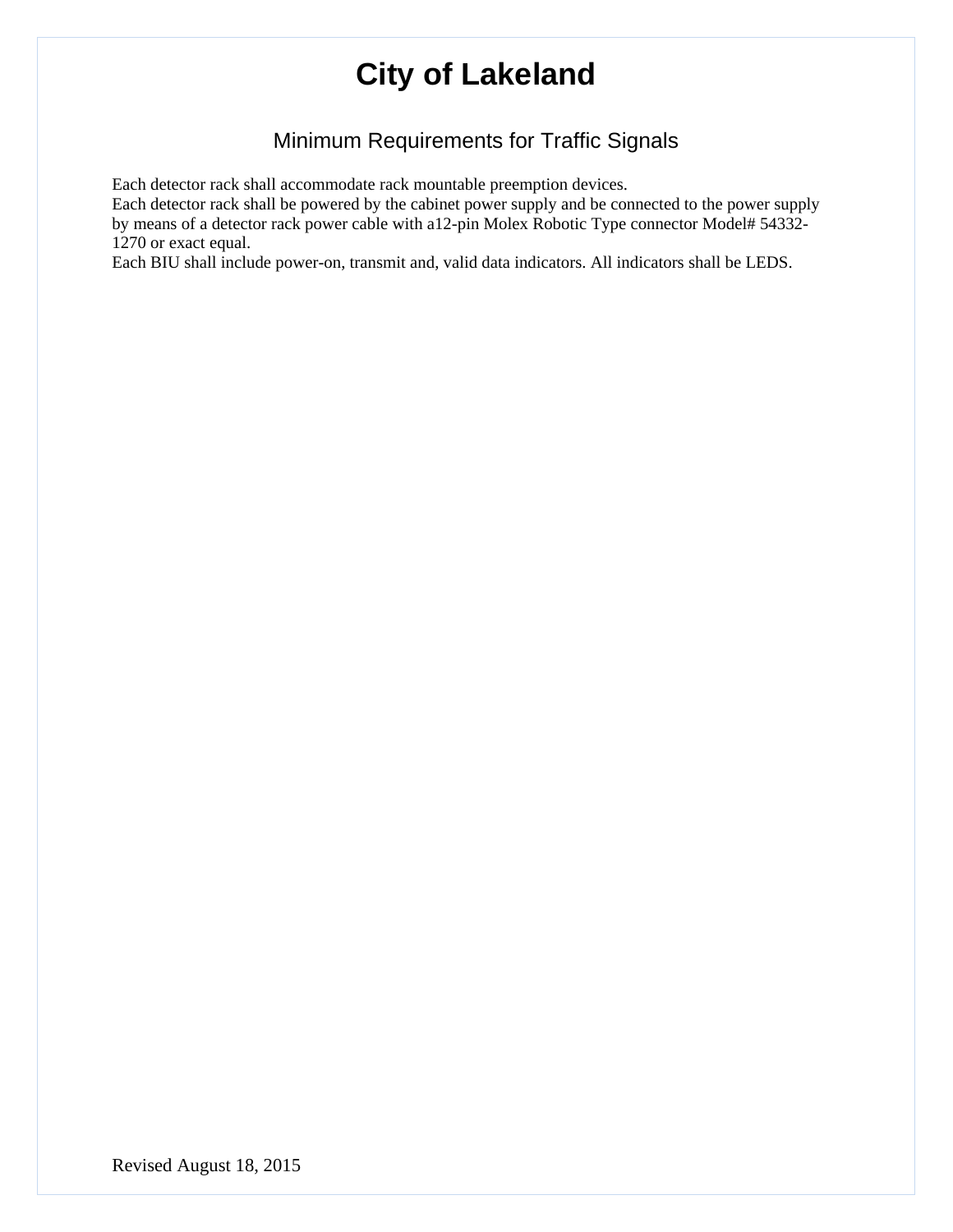Each detector rack shall accommodate rack mountable preemption devices.
Each detector rack shall be powered by the cabinet power supply and be connected to the power supply by means of a detector rack power cable with a12-pin Molex Robotic Type connector Model# 54332-1270 or exact equal.
Each BIU shall include power-on, transmit and, valid data indicators. All indicators shall be LEDS.